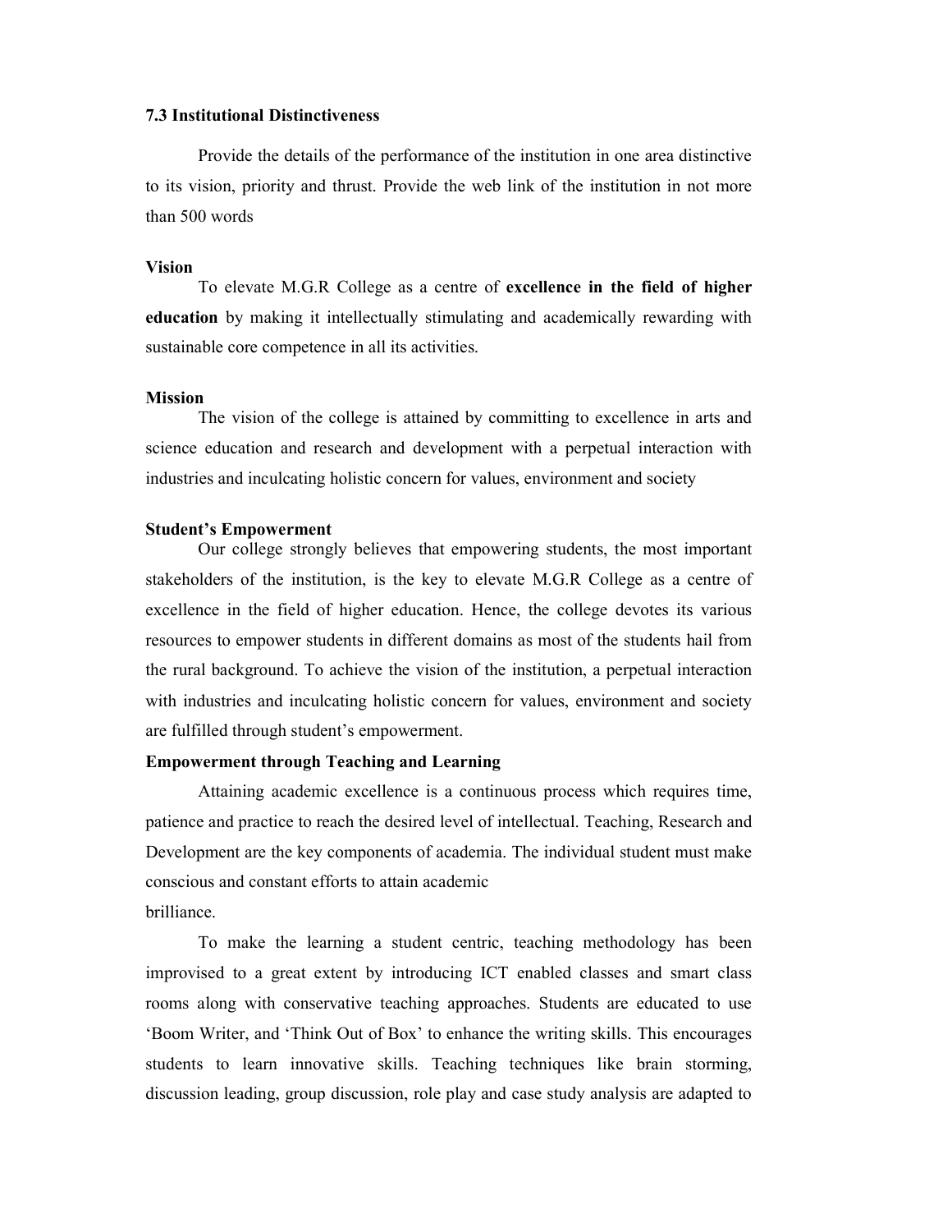### 7.3 Institutional Distinctiveness

Provide the details of the performance of the institution in one area distinctive to its vision, priority and thrust. Provide the web link of the institution in not more than 500 words

**Vision**

To elevate M.G.R College as a centre of **excellence in the field of higher education** by making it intellectually stimulating and academically rewarding with sustainable core competence in all its activities.

**Mission**

The vision of the college is attained by committing to excellence in arts and science education and research and development with a perpetual interaction with industries and inculcating holistic concern for values, environment and society

**Student's Empowerment**

Our college strongly believes that empowering students, the most important stakeholders of the institution, is the key to elevate M.G.R College as a centre of excellence in the field of higher education. Hence, the college devotes its various resources to empower students in different domains as most of the students hail from the rural background. To achieve the vision of the institution, a perpetual interaction with industries and inculcating holistic concern for values, environment and society are fulfilled through student's empowerment.

**Empowerment through Teaching and Learning**

Attaining academic excellence is a continuous process which requires time, patience and practice to reach the desired level of intellectual. Teaching, Research and Development are the key components of academia. The individual student must make conscious and constant efforts to attain academic brilliance.

To make the learning a student centric, teaching methodology has been improvised to a great extent by introducing ICT enabled classes and smart class rooms along with conservative teaching approaches. Students are educated to use 'Boom Writer, and 'Think Out of Box' to enhance the writing skills. This encourages students to learn innovative skills. Teaching techniques like brain storming, discussion leading, group discussion, role play and case study analysis are adapted to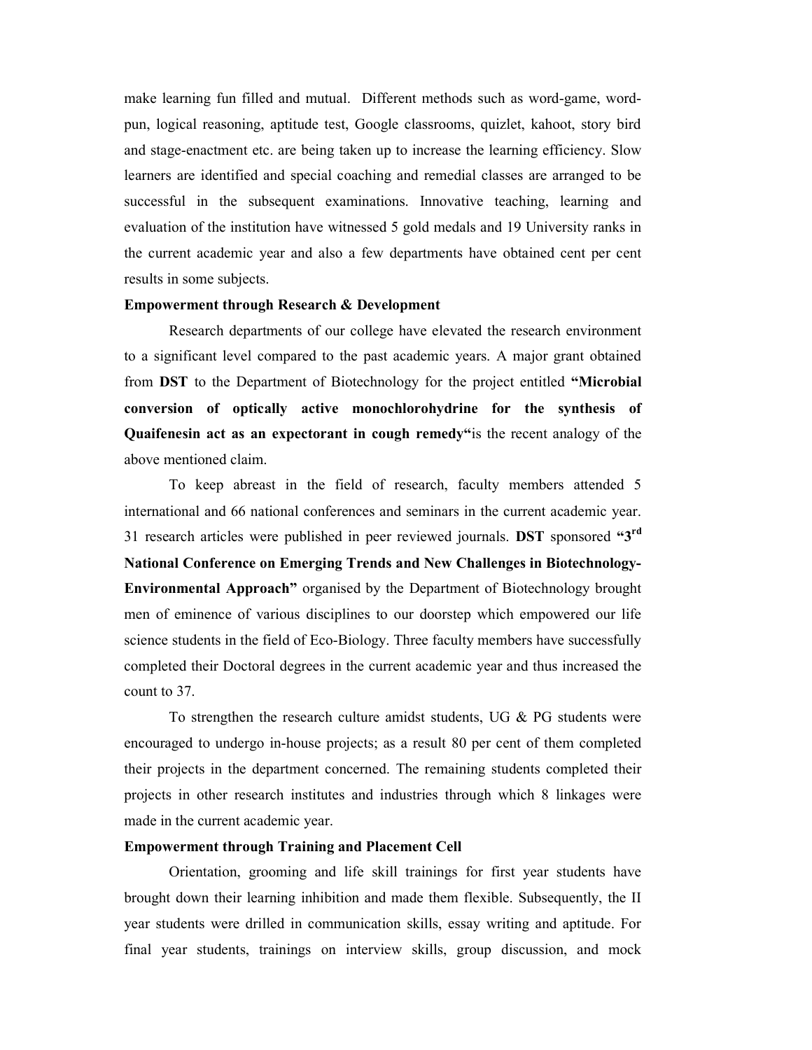make learning fun filled and mutual. Different methods such as word-game, word-pun, logical reasoning, aptitude test, Google classrooms, quizlet, kahoot, story bird and stage-enactment etc. are being taken up to increase the learning efficiency. Slow learners are identified and special coaching and remedial classes are arranged to be successful in the subsequent examinations. Innovative teaching, learning and evaluation of the institution have witnessed 5 gold medals and 19 University ranks in the current academic year and also a few departments have obtained cent per cent results in some subjects.

**Empowerment through Research & Development**

Research departments of our college have elevated the research environment to a significant level compared to the past academic years. A major grant obtained from **DST** to the Department of Biotechnology for the project entitled **"Microbial conversion of optically active monochlorohydrine for the synthesis of Quaifenesin act as an expectorant in cough remedy"**is the recent analogy of the above mentioned claim.

To keep abreast in the field of research, faculty members attended 5 international and 66 national conferences and seminars in the current academic year. 31 research articles were published in peer reviewed journals. **DST** sponsored **"3rd National Conference on Emerging Trends and New Challenges in Biotechnology-Environmental Approach"** organised by the Department of Biotechnology brought men of eminence of various disciplines to our doorstep which empowered our life science students in the field of Eco-Biology. Three faculty members have successfully completed their Doctoral degrees in the current academic year and thus increased the count to 37.

To strengthen the research culture amidst students, UG & PG students were encouraged to undergo in-house projects; as a result 80 per cent of them completed their projects in the department concerned. The remaining students completed their projects in other research institutes and industries through which 8 linkages were made in the current academic year.

**Empowerment through Training and Placement Cell**

Orientation, grooming and life skill trainings for first year students have brought down their learning inhibition and made them flexible. Subsequently, the II year students were drilled in communication skills, essay writing and aptitude. For final year students, trainings on interview skills, group discussion, and mock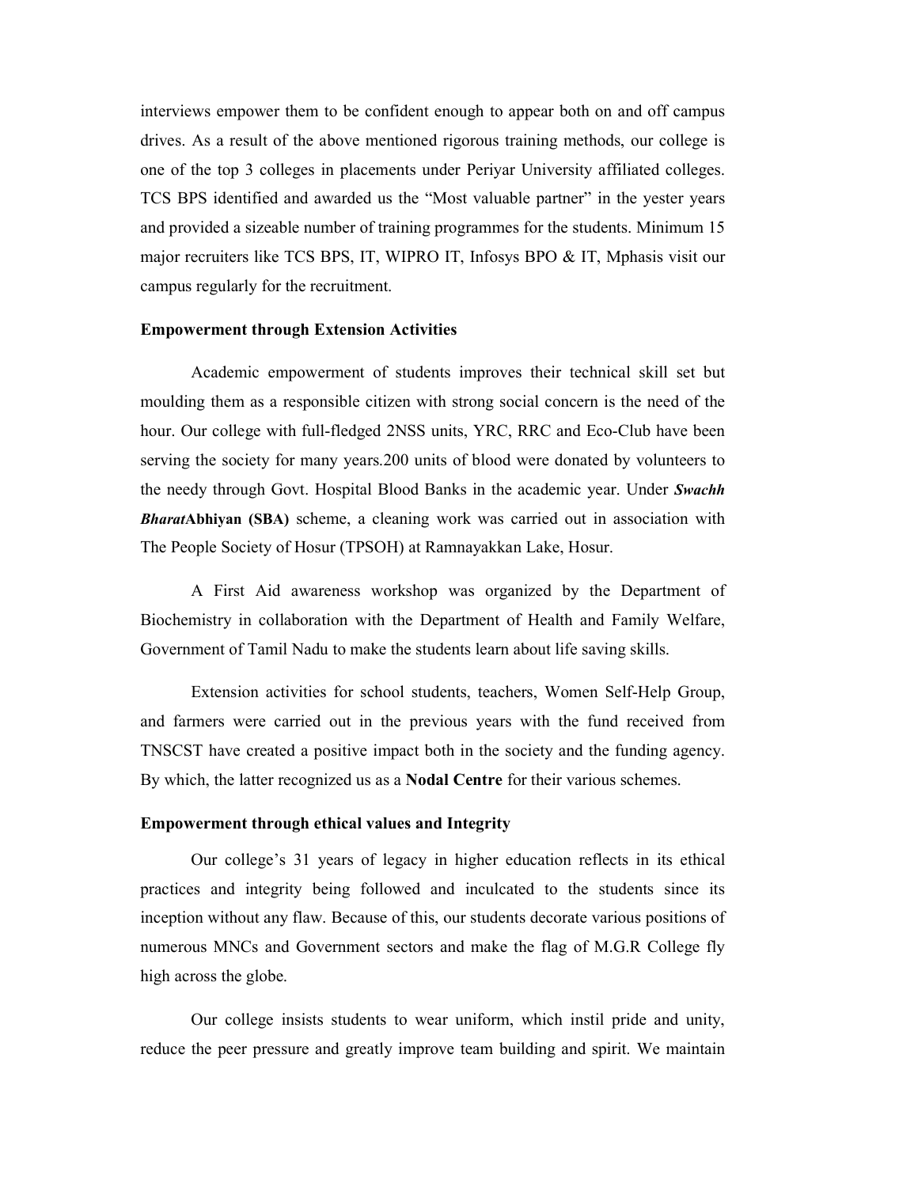interviews empower them to be confident enough to appear both on and off campus drives. As a result of the above mentioned rigorous training methods, our college is one of the top 3 colleges in placements under Periyar University affiliated colleges. TCS BPS identified and awarded us the "Most valuable partner" in the yester years and provided a sizeable number of training programmes for the students. Minimum 15 major recruiters like TCS BPS, IT, WIPRO IT, Infosys BPO & IT, Mphasis visit our campus regularly for the recruitment.

**Empowerment through Extension Activities**

Academic empowerment of students improves their technical skill set but moulding them as a responsible citizen with strong social concern is the need of the hour. Our college with full-fledged 2NSS units, YRC, RRC and Eco-Club have been serving the society for many years.200 units of blood were donated by volunteers to the needy through Govt. Hospital Blood Banks in the academic year. Under ***Swachh Bharat*****Abhiyan (SBA)** scheme, a cleaning work was carried out in association with The People Society of Hosur (TPSOH) at Ramnayakkan Lake, Hosur.

A First Aid awareness workshop was organized by the Department of Biochemistry in collaboration with the Department of Health and Family Welfare, Government of Tamil Nadu to make the students learn about life saving skills.

Extension activities for school students, teachers, Women Self-Help Group, and farmers were carried out in the previous years with the fund received from TNSCST have created a positive impact both in the society and the funding agency. By which, the latter recognized us as a **Nodal Centre** for their various schemes.

**Empowerment through ethical values and Integrity**

Our college's 31 years of legacy in higher education reflects in its ethical practices and integrity being followed and inculcated to the students since its inception without any flaw. Because of this, our students decorate various positions of numerous MNCs and Government sectors and make the flag of M.G.R College fly high across the globe.

Our college insists students to wear uniform, which instil pride and unity, reduce the peer pressure and greatly improve team building and spirit. We maintain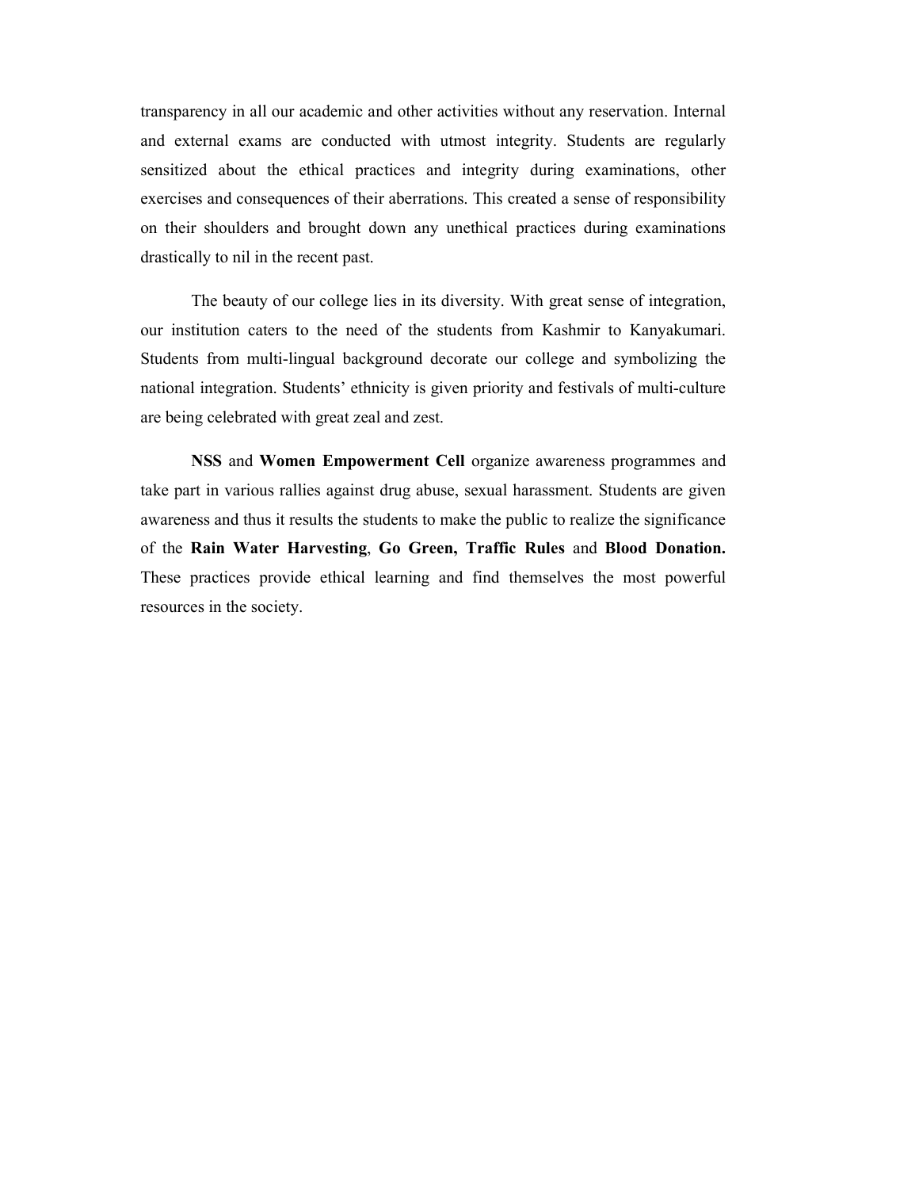transparency in all our academic and other activities without any reservation. Internal and external exams are conducted with utmost integrity. Students are regularly sensitized about the ethical practices and integrity during examinations, other exercises and consequences of their aberrations. This created a sense of responsibility on their shoulders and brought down any unethical practices during examinations drastically to nil in the recent past.

The beauty of our college lies in its diversity. With great sense of integration, our institution caters to the need of the students from Kashmir to Kanyakumari. Students from multi-lingual background decorate our college and symbolizing the national integration. Students' ethnicity is given priority and festivals of multi-culture are being celebrated with great zeal and zest.

**NSS** and **Women Empowerment Cell** organize awareness programmes and take part in various rallies against drug abuse, sexual harassment. Students are given awareness and thus it results the students to make the public to realize the significance of the **Rain Water Harvesting**, **Go Green, Traffic Rules** and **Blood Donation.** These practices provide ethical learning and find themselves the most powerful resources in the society.